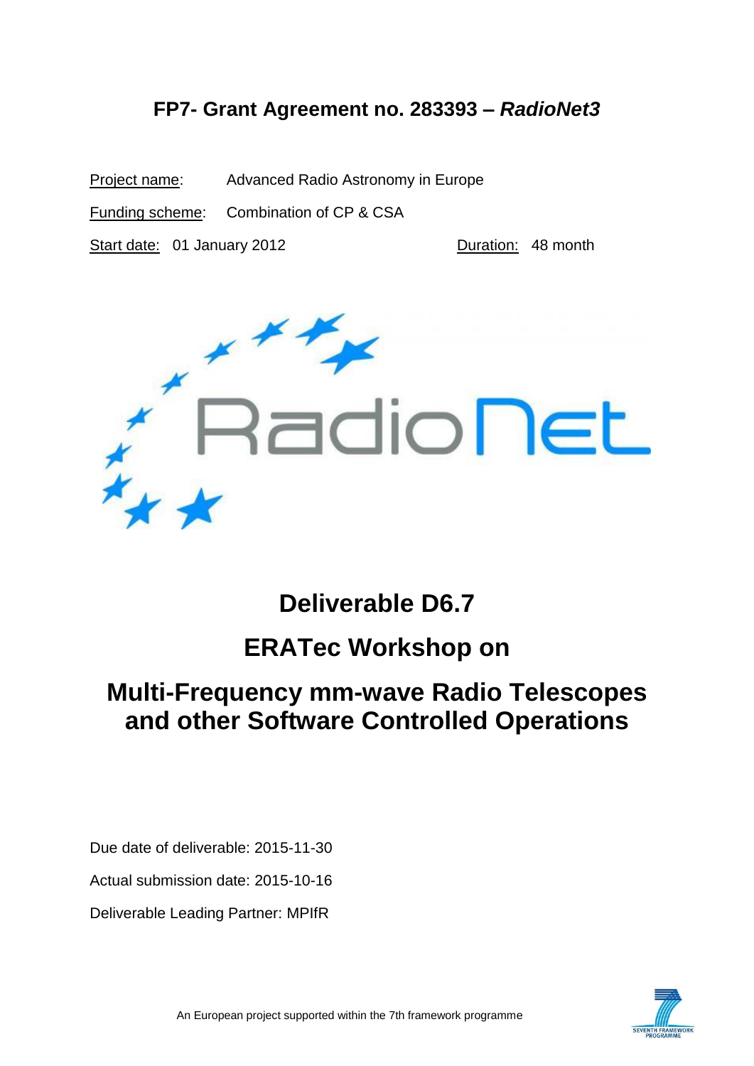# FP7- Grant Agreement no. 283393 – *RadioNet3*

Project name: Advanced Radio Astronomy in Europe

Funding scheme: Combination of CP & CSA

Start date: 01 January 2012 Duration: 48 month

# Deliverable D6.7

## ERATec Workshop on

## Multi-Frequency mm-wave Radio Telescopes and other Software Controlled Operations

Due date of deliverable: 2015-11-30

Actual submission date: 2015-10-16

Deliverable Leading Partner: MPIfR

An European project supported within the 7th framework programme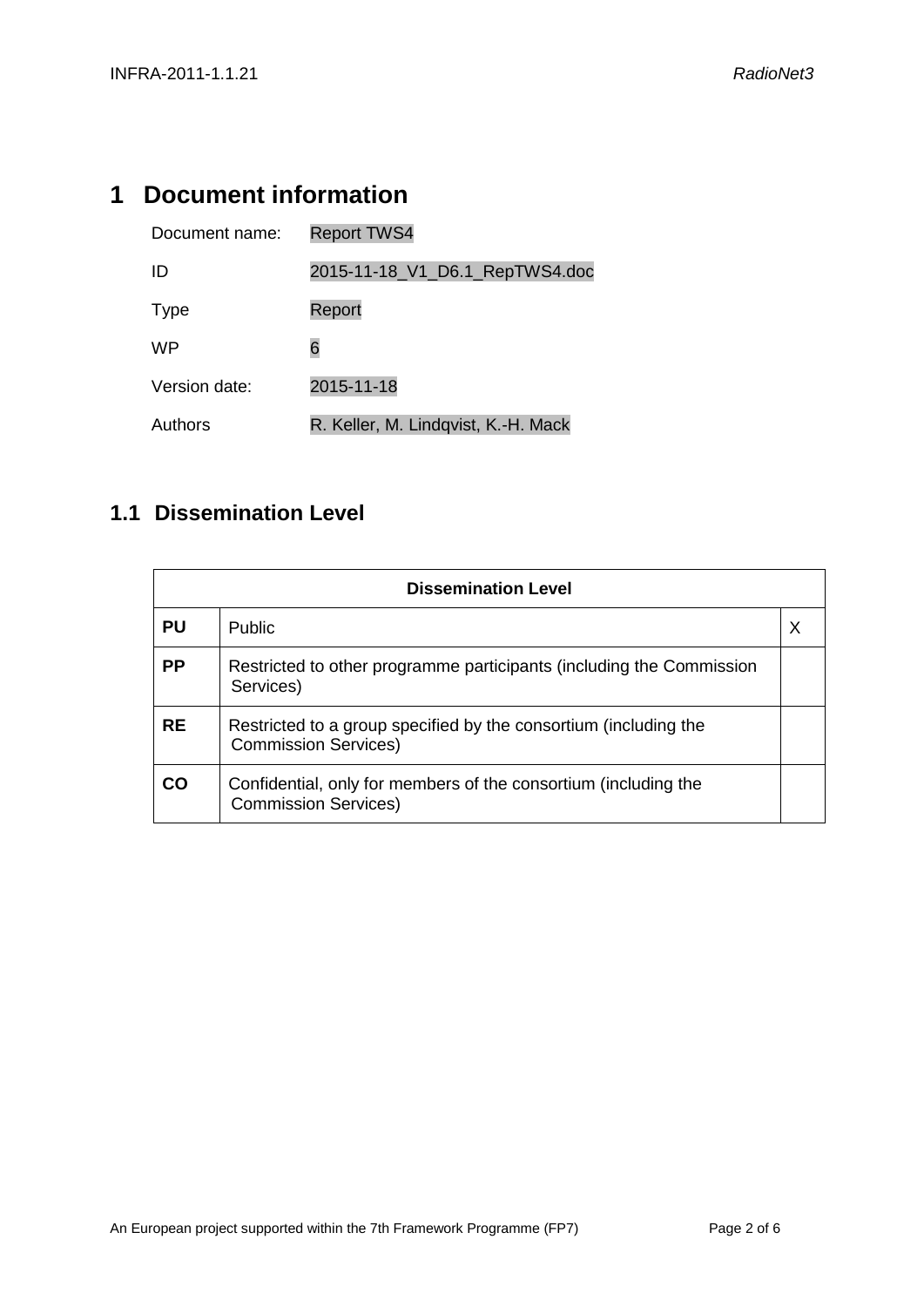# 1 Document information

| | |
|---|---|
| Document name: | Report TWS4 |
| ID | 2015-11-18_V1_D6.1_RepTWS4.doc |
| Type | Report |
| WP | 6 |
| Version date: | 2015-11-18 |
| Authors | R. Keller, M. Lindqvist, K.-H. Mack |

## 1.1 Dissemination Level

| Dissemination Level | | |
|---|---|---|
| **PU** | Public | X |
| **PP** | Restricted to other programme participants (including the Commission Services) | |
| **RE** | Restricted to a group specified by the consortium (including the Commission Services) | |
| **CO** | Confidential, only for members of the consortium (including the Commission Services) | |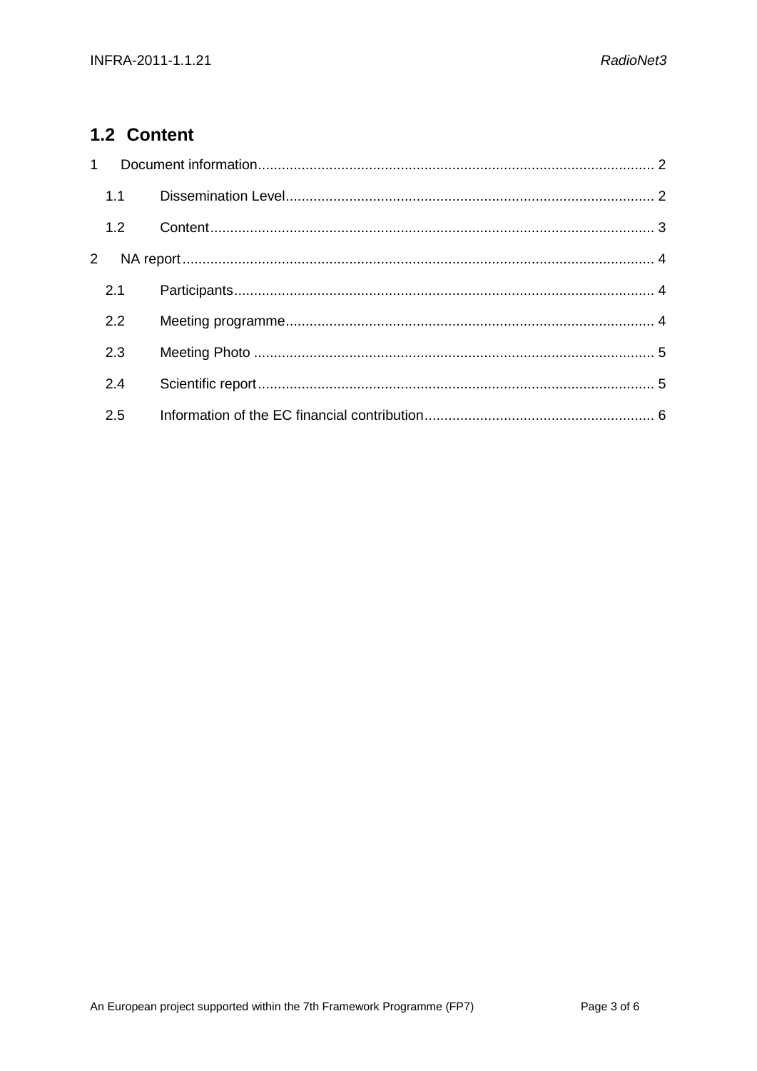## 1.2 Content

1 Document information .......... 2

- 1.1 Dissemination Level .......... 2
- 1.2 Content .......... 3

2 NA report .......... 4

- 2.1 Participants .......... 4
- 2.2 Meeting programme .......... 4
- 2.3 Meeting Photo .......... 5
- 2.4 Scientific report .......... 5
- 2.5 Information of the EC financial contribution .......... 6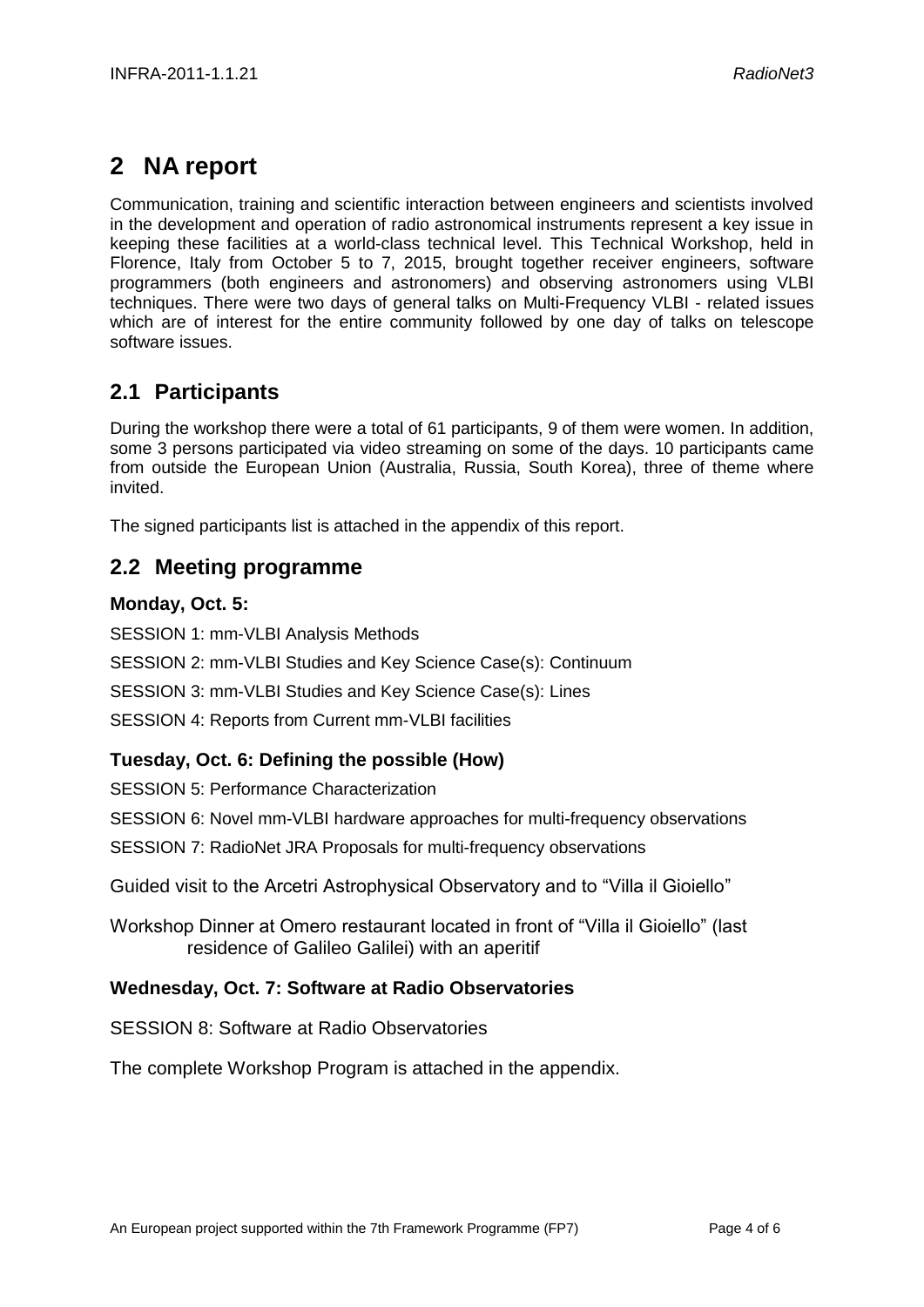# 2 NA report

Communication, training and scientific interaction between engineers and scientists involved in the development and operation of radio astronomical instruments represent a key issue in keeping these facilities at a world-class technical level. This Technical Workshop, held in Florence, Italy from October 5 to 7, 2015, brought together receiver engineers, software programmers (both engineers and astronomers) and observing astronomers using VLBI techniques. There were two days of general talks on Multi-Frequency VLBI - related issues which are of interest for the entire community followed by one day of talks on telescope software issues.

## 2.1 Participants

During the workshop there were a total of 61 participants, 9 of them were women. In addition, some 3 persons participated via video streaming on some of the days. 10 participants came from outside the European Union (Australia, Russia, South Korea), three of theme where invited.

The signed participants list is attached in the appendix of this report.

## 2.2 Meeting programme

### Monday, Oct. 5:

SESSION 1: mm-VLBI Analysis Methods

SESSION 2: mm-VLBI Studies and Key Science Case(s): Continuum

SESSION 3: mm-VLBI Studies and Key Science Case(s): Lines

SESSION 4: Reports from Current mm-VLBI facilities

### Tuesday, Oct. 6: Defining the possible (How)

SESSION 5: Performance Characterization

SESSION 6: Novel mm-VLBI hardware approaches for multi-frequency observations

SESSION 7: RadioNet JRA Proposals for multi-frequency observations

Guided visit to the Arcetri Astrophysical Observatory and to "Villa il Gioiello"

Workshop Dinner at Omero restaurant located in front of "Villa il Gioiello" (last residence of Galileo Galilei) with an aperitif

### Wednesday, Oct. 7: Software at Radio Observatories

SESSION 8: Software at Radio Observatories

The complete Workshop Program is attached in the appendix.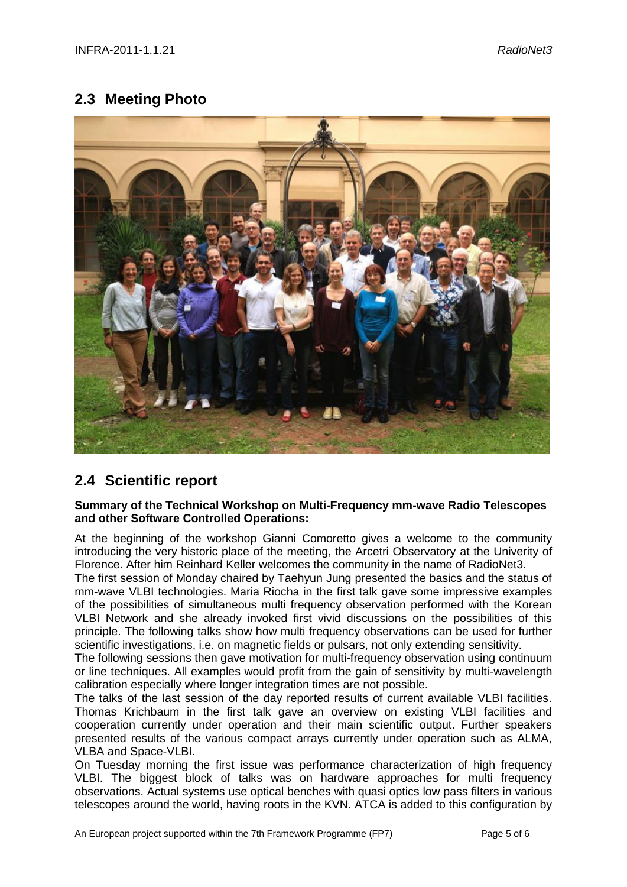## 2.3 Meeting Photo

## 2.4 Scientific report

**Summary of the Technical Workshop on Multi-Frequency mm-wave Radio Telescopes and other Software Controlled Operations:**

At the beginning of the workshop Gianni Comoretto gives a welcome to the community introducing the very historic place of the meeting, the Arcetri Observatory at the Univerity of Florence. After him Reinhard Keller welcomes the community in the name of RadioNet3.
The first session of Monday chaired by Taehyun Jung presented the basics and the status of mm-wave VLBI technologies. Maria Riocha in the first talk gave some impressive examples of the possibilities of simultaneous multi frequency observation performed with the Korean VLBI Network and she already invoked first vivid discussions on the possibilities of this principle. The following talks show how multi frequency observations can be used for further scientific investigations, i.e. on magnetic fields or pulsars, not only extending sensitivity.
The following sessions then gave motivation for multi-frequency observation using continuum or line techniques. All examples would profit from the gain of sensitivity by multi-wavelength calibration especially where longer integration times are not possible.
The talks of the last session of the day reported results of current available VLBI facilities. Thomas Krichbaum in the first talk gave an overview on existing VLBI facilities and cooperation currently under operation and their main scientific output. Further speakers presented results of the various compact arrays currently under operation such as ALMA, VLBA and Space-VLBI.
On Tuesday morning the first issue was performance characterization of high frequency VLBI. The biggest block of talks was on hardware approaches for multi frequency observations. Actual systems use optical benches with quasi optics low pass filters in various telescopes around the world, having roots in the KVN. ATCA is added to this configuration by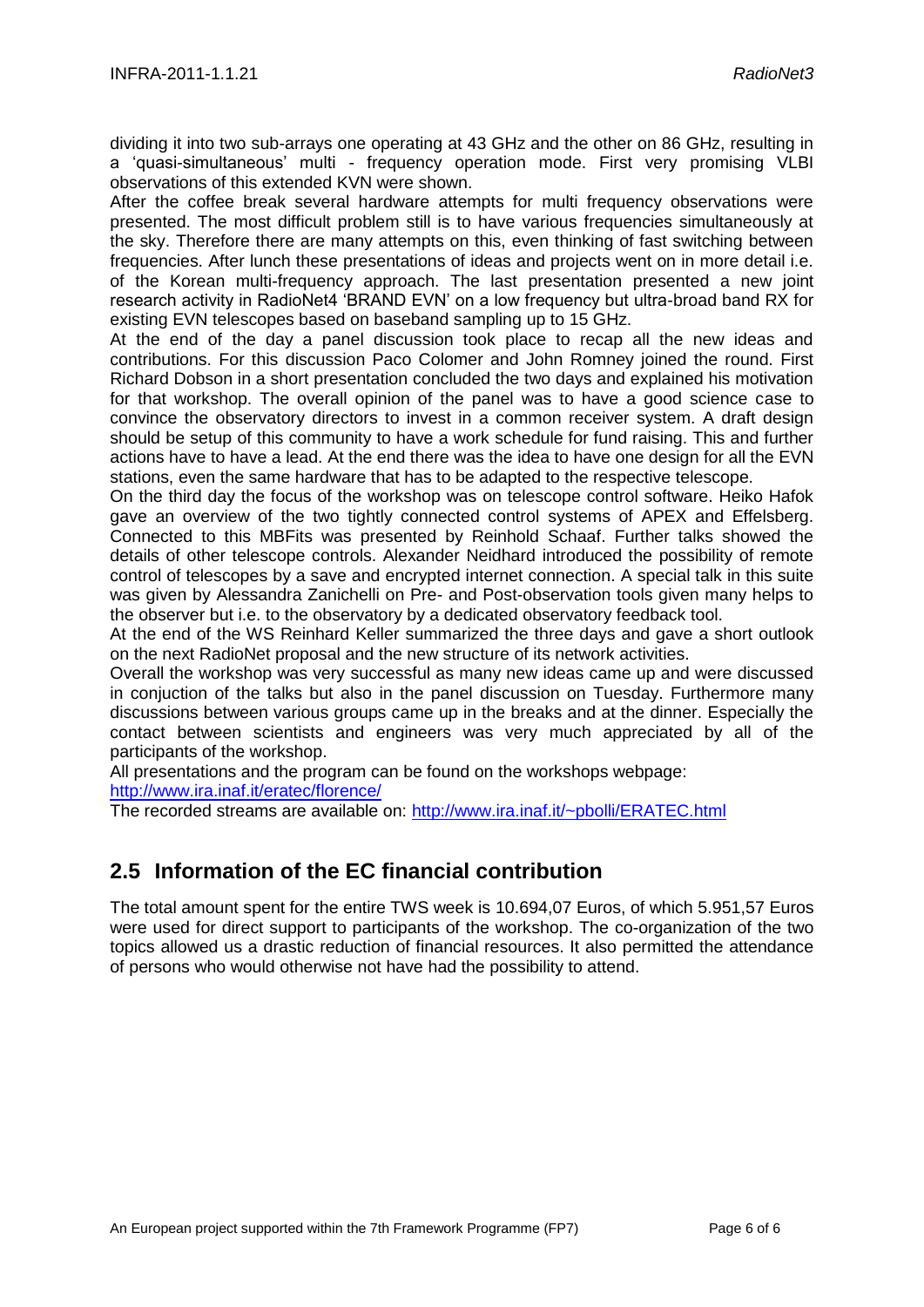dividing it into two sub-arrays one operating at 43 GHz and the other on 86 GHz, resulting in a 'quasi-simultaneous' multi - frequency operation mode. First very promising VLBI observations of this extended KVN were shown.

After the coffee break several hardware attempts for multi frequency observations were presented. The most difficult problem still is to have various frequencies simultaneously at the sky. Therefore there are many attempts on this, even thinking of fast switching between frequencies. After lunch these presentations of ideas and projects went on in more detail i.e. of the Korean multi-frequency approach. The last presentation presented a new joint research activity in RadioNet4 'BRAND EVN' on a low frequency but ultra-broad band RX for existing EVN telescopes based on baseband sampling up to 15 GHz.

At the end of the day a panel discussion took place to recap all the new ideas and contributions. For this discussion Paco Colomer and John Romney joined the round. First Richard Dobson in a short presentation concluded the two days and explained his motivation for that workshop. The overall opinion of the panel was to have a good science case to convince the observatory directors to invest in a common receiver system. A draft design should be setup of this community to have a work schedule for fund raising. This and further actions have to have a lead. At the end there was the idea to have one design for all the EVN stations, even the same hardware that has to be adapted to the respective telescope.

On the third day the focus of the workshop was on telescope control software. Heiko Hafok gave an overview of the two tightly connected control systems of APEX and Effelsberg. Connected to this MBFits was presented by Reinhold Schaaf. Further talks showed the details of other telescope controls. Alexander Neidhard introduced the possibility of remote control of telescopes by a save and encrypted internet connection. A special talk in this suite was given by Alessandra Zanichelli on Pre- and Post-observation tools given many helps to the observer but i.e. to the observatory by a dedicated observatory feedback tool.

At the end of the WS Reinhard Keller summarized the three days and gave a short outlook on the next RadioNet proposal and the new structure of its network activities.

Overall the workshop was very successful as many new ideas came up and were discussed in conjuction of the talks but also in the panel discussion on Tuesday. Furthermore many discussions between various groups came up in the breaks and at the dinner. Especially the contact between scientists and engineers was very much appreciated by all of the participants of the workshop.

All presentations and the program can be found on the workshops webpage:
http://www.ira.inaf.it/eratec/florence/

The recorded streams are available on: http://www.ira.inaf.it/~pbolli/ERATEC.html

## 2.5 Information of the EC financial contribution

The total amount spent for the entire TWS week is 10.694,07 Euros, of which 5.951,57 Euros were used for direct support to participants of the workshop. The co-organization of the two topics allowed us a drastic reduction of financial resources. It also permitted the attendance of persons who would otherwise not have had the possibility to attend.